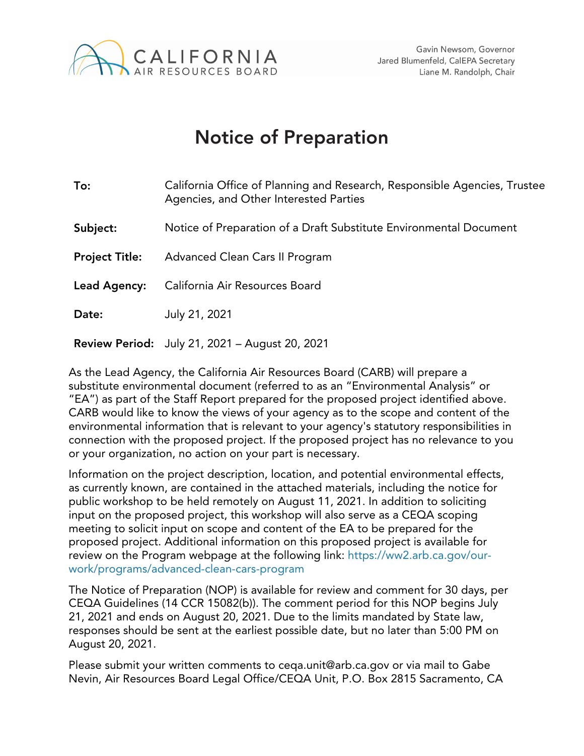CALIFORNIA AIR RESOURCES BOARD

Gavin Newsom, Governor
Jared Blumenfeld, CalEPA Secretary
Liane M. Randolph, Chair

# Notice of Preparation

| | |
|---|---|
| **To:** | California Office of Planning and Research, Responsible Agencies, Trustee Agencies, and Other Interested Parties |
| **Subject:** | Notice of Preparation of a Draft Substitute Environmental Document |
| **Project Title:** | Advanced Clean Cars II Program |
| **Lead Agency:** | California Air Resources Board |
| **Date:** | July 21, 2021 |
| **Review Period:** | July 21, 2021 – August 20, 2021 |

As the Lead Agency, the California Air Resources Board (CARB) will prepare a substitute environmental document (referred to as an "Environmental Analysis" or "EA") as part of the Staff Report prepared for the proposed project identified above. CARB would like to know the views of your agency as to the scope and content of the environmental information that is relevant to your agency's statutory responsibilities in connection with the proposed project. If the proposed project has no relevance to you or your organization, no action on your part is necessary.

Information on the project description, location, and potential environmental effects, as currently known, are contained in the attached materials, including the notice for public workshop to be held remotely on August 11, 2021. In addition to soliciting input on the proposed project, this workshop will also serve as a CEQA scoping meeting to solicit input on scope and content of the EA to be prepared for the proposed project. Additional information on this proposed project is available for review on the Program webpage at the following link: https://ww2.arb.ca.gov/our-work/programs/advanced-clean-cars-program

The Notice of Preparation (NOP) is available for review and comment for 30 days, per CEQA Guidelines (14 CCR 15082(b)). The comment period for this NOP begins July 21, 2021 and ends on August 20, 2021. Due to the limits mandated by State law, responses should be sent at the earliest possible date, but no later than 5:00 PM on August 20, 2021.

Please submit your written comments to ceqa.unit@arb.ca.gov or via mail to Gabe Nevin, Air Resources Board Legal Office/CEQA Unit, P.O. Box 2815 Sacramento, CA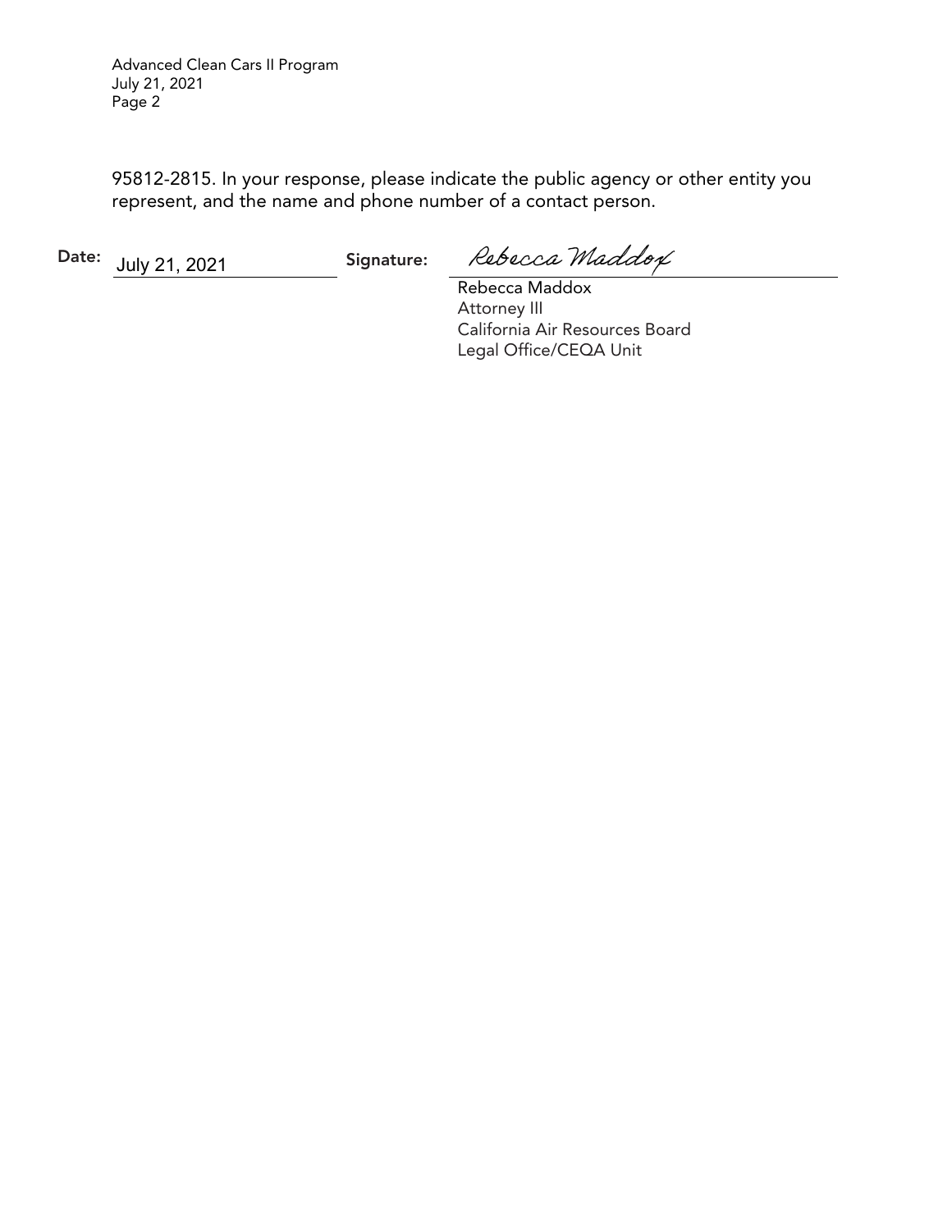95812-2815. In your response, please indicate the public agency or other entity you represent, and the name and phone number of a contact person.

**Date:** July 21, 2021 **Signature:** *Rebecca Maddox*

Rebecca Maddox
Attorney III
California Air Resources Board
Legal Office/CEQA Unit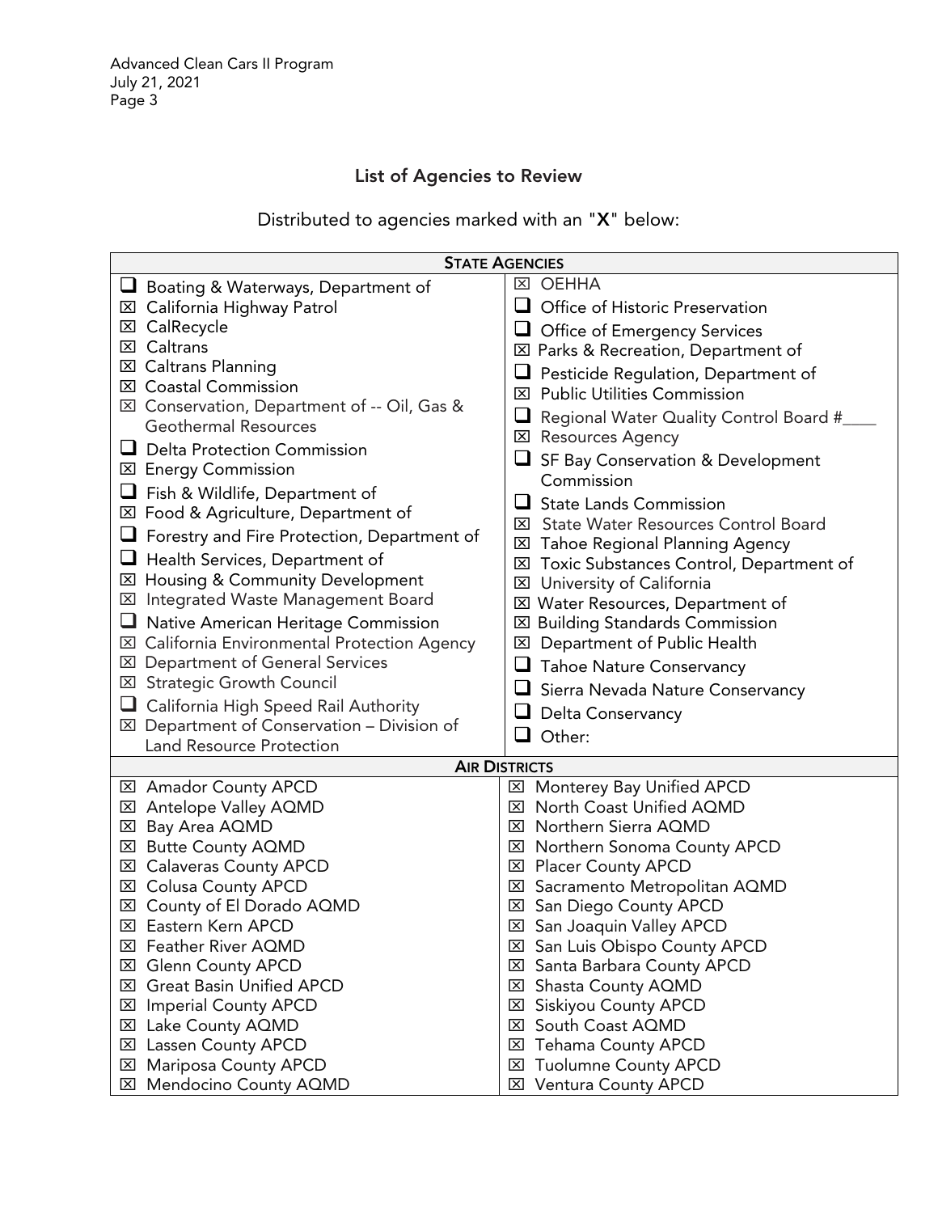## List of Agencies to Review

Distributed to agencies marked with an "**X**" below:

| **STATE AGENCIES** | |
|---|---|
| ☐ Boating & Waterways, Department of | ☒ OEHHA |
| ☒ California Highway Patrol | ☐ Office of Historic Preservation |
| ☒ CalRecycle | ☐ Office of Emergency Services |
| ☒ Caltrans | ☒ Parks & Recreation, Department of |
| ☒ Caltrans Planning | ☐ Pesticide Regulation, Department of |
| ☒ Coastal Commission | ☒ Public Utilities Commission |
| ☒ Conservation, Department of -- Oil, Gas & Geothermal Resources | ☐ Regional Water Quality Control Board #____ |
| ☐ Delta Protection Commission | ☒ Resources Agency |
| ☒ Energy Commission | ☐ SF Bay Conservation & Development Commission |
| ☐ Fish & Wildlife, Department of | ☐ State Lands Commission |
| ☒ Food & Agriculture, Department of | ☒ State Water Resources Control Board |
| ☐ Forestry and Fire Protection, Department of | ☒ Tahoe Regional Planning Agency |
| ☐ Health Services, Department of | ☒ Toxic Substances Control, Department of |
| ☒ Housing & Community Development | ☒ University of California |
| ☒ Integrated Waste Management Board | ☒ Water Resources, Department of |
| ☐ Native American Heritage Commission | ☒ Building Standards Commission |
| ☒ California Environmental Protection Agency | ☒ Department of Public Health |
| ☒ Department of General Services | ☐ Tahoe Nature Conservancy |
| ☒ Strategic Growth Council | ☐ Sierra Nevada Nature Conservancy |
| ☐ California High Speed Rail Authority | ☐ Delta Conservancy |
| ☒ Department of Conservation – Division of Land Resource Protection | ☐ Other: |
| **AIR DISTRICTS** | |
| ☒ Amador County APCD | ☒ Monterey Bay Unified APCD |
| ☒ Antelope Valley AQMD | ☒ North Coast Unified AQMD |
| ☒ Bay Area AQMD | ☒ Northern Sierra AQMD |
| ☒ Butte County AQMD | ☒ Northern Sonoma County APCD |
| ☒ Calaveras County APCD | ☒ Placer County APCD |
| ☒ Colusa County APCD | ☒ Sacramento Metropolitan AQMD |
| ☒ County of El Dorado AQMD | ☒ San Diego County APCD |
| ☒ Eastern Kern APCD | ☒ San Joaquin Valley APCD |
| ☒ Feather River AQMD | ☒ San Luis Obispo County APCD |
| ☒ Glenn County APCD | ☒ Santa Barbara County APCD |
| ☒ Great Basin Unified APCD | ☒ Shasta County AQMD |
| ☒ Imperial County APCD | ☒ Siskiyou County APCD |
| ☒ Lake County AQMD | ☒ South Coast AQMD |
| ☒ Lassen County APCD | ☒ Tehama County APCD |
| ☒ Mariposa County APCD | ☒ Tuolumne County APCD |
| ☒ Mendocino County AQMD | ☒ Ventura County APCD |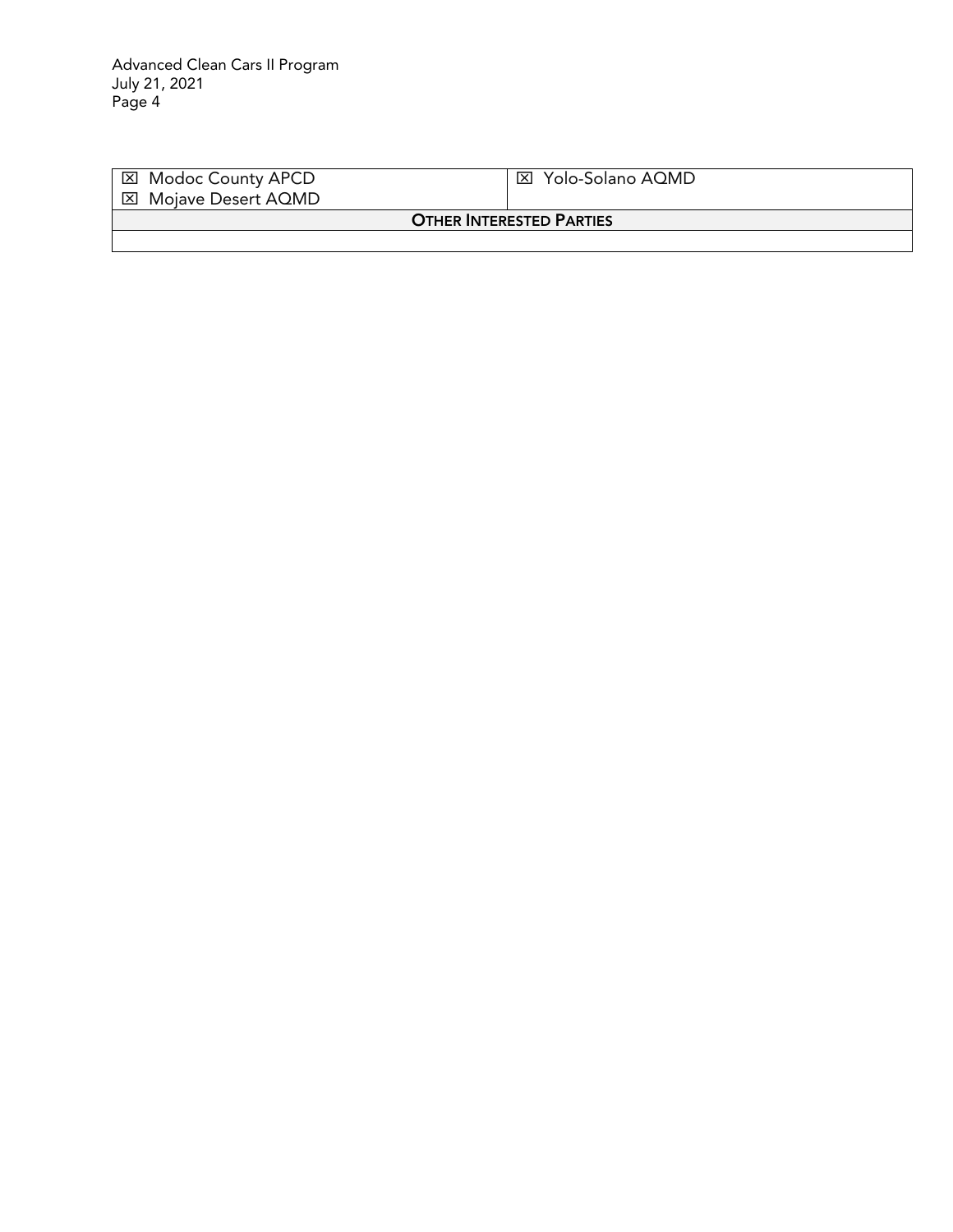| | |
|---|---|
| ☒ Modoc County APCD<br>☒ Mojave Desert AQMD | ☒ Yolo-Solano AQMD |
| **OTHER INTERESTED PARTIES** | |
| | |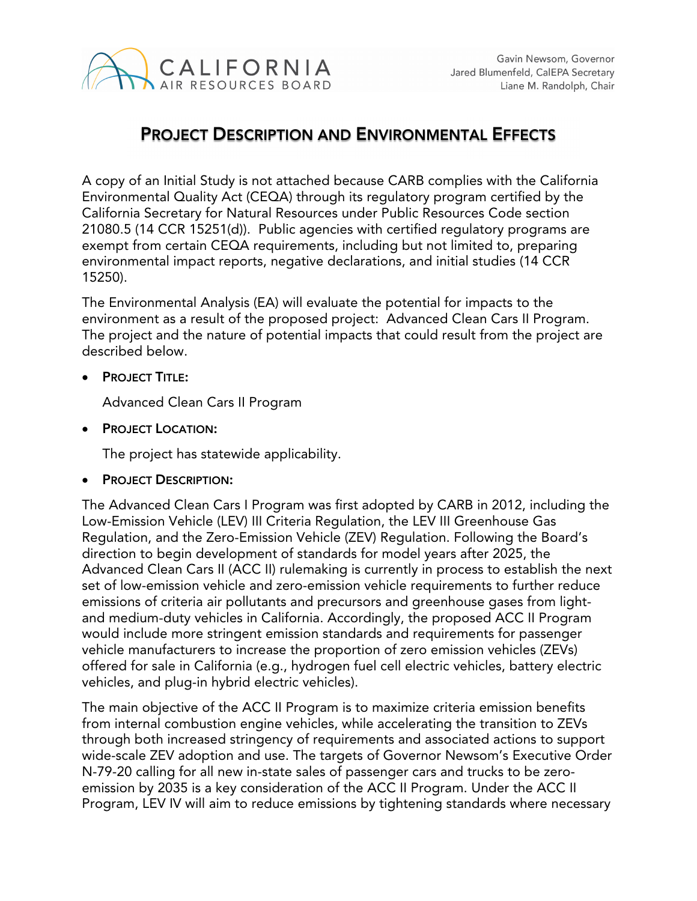# PROJECT DESCRIPTION AND ENVIRONMENTAL EFFECTS

A copy of an Initial Study is not attached because CARB complies with the California Environmental Quality Act (CEQA) through its regulatory program certified by the California Secretary for Natural Resources under Public Resources Code section 21080.5 (14 CCR 15251(d)). Public agencies with certified regulatory programs are exempt from certain CEQA requirements, including but not limited to, preparing environmental impact reports, negative declarations, and initial studies (14 CCR 15250).

The Environmental Analysis (EA) will evaluate the potential for impacts to the environment as a result of the proposed project: Advanced Clean Cars II Program. The project and the nature of potential impacts that could result from the project are described below.

- **PROJECT TITLE:**

  Advanced Clean Cars II Program

- **PROJECT LOCATION:**

  The project has statewide applicability.

- **PROJECT DESCRIPTION:**

The Advanced Clean Cars I Program was first adopted by CARB in 2012, including the Low-Emission Vehicle (LEV) III Criteria Regulation, the LEV III Greenhouse Gas Regulation, and the Zero-Emission Vehicle (ZEV) Regulation. Following the Board's direction to begin development of standards for model years after 2025, the Advanced Clean Cars II (ACC II) rulemaking is currently in process to establish the next set of low-emission vehicle and zero-emission vehicle requirements to further reduce emissions of criteria air pollutants and precursors and greenhouse gases from light- and medium-duty vehicles in California. Accordingly, the proposed ACC II Program would include more stringent emission standards and requirements for passenger vehicle manufacturers to increase the proportion of zero emission vehicles (ZEVs) offered for sale in California (e.g., hydrogen fuel cell electric vehicles, battery electric vehicles, and plug-in hybrid electric vehicles).

The main objective of the ACC II Program is to maximize criteria emission benefits from internal combustion engine vehicles, while accelerating the transition to ZEVs through both increased stringency of requirements and associated actions to support wide-scale ZEV adoption and use. The targets of Governor Newsom's Executive Order N-79-20 calling for all new in-state sales of passenger cars and trucks to be zero-emission by 2035 is a key consideration of the ACC II Program. Under the ACC II Program, LEV IV will aim to reduce emissions by tightening standards where necessary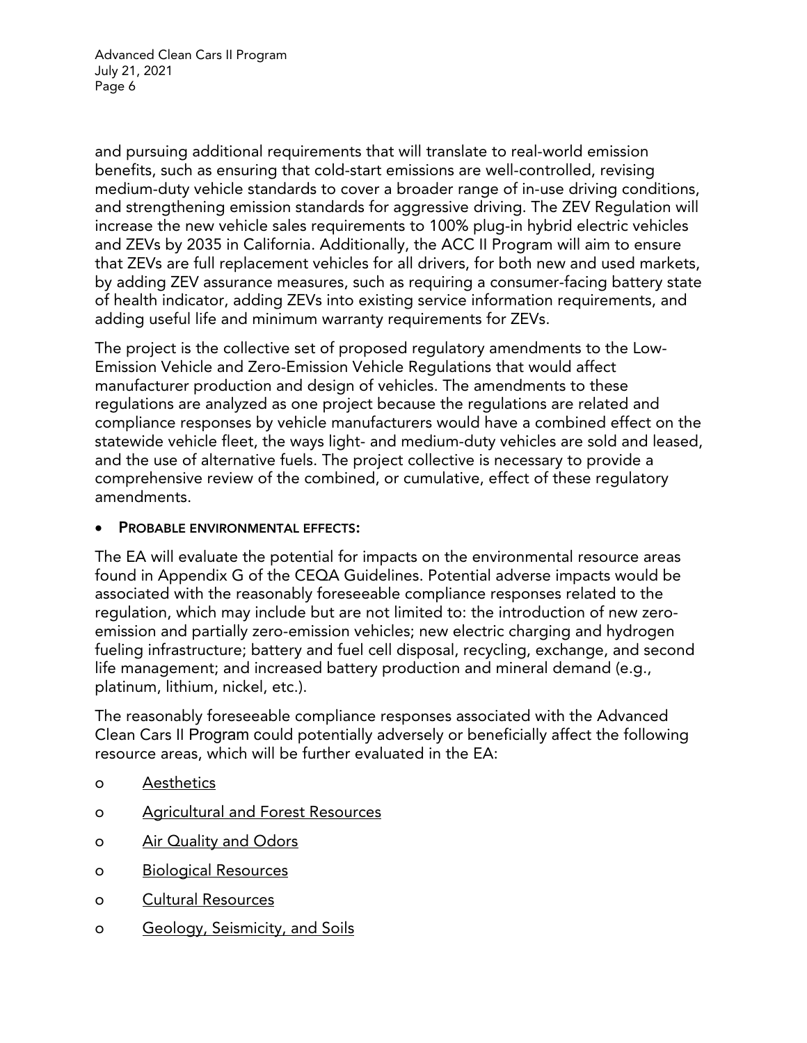and pursuing additional requirements that will translate to real-world emission benefits, such as ensuring that cold-start emissions are well-controlled, revising medium-duty vehicle standards to cover a broader range of in-use driving conditions, and strengthening emission standards for aggressive driving. The ZEV Regulation will increase the new vehicle sales requirements to 100% plug-in hybrid electric vehicles and ZEVs by 2035 in California. Additionally, the ACC II Program will aim to ensure that ZEVs are full replacement vehicles for all drivers, for both new and used markets, by adding ZEV assurance measures, such as requiring a consumer-facing battery state of health indicator, adding ZEVs into existing service information requirements, and adding useful life and minimum warranty requirements for ZEVs.

The project is the collective set of proposed regulatory amendments to the Low-Emission Vehicle and Zero-Emission Vehicle Regulations that would affect manufacturer production and design of vehicles. The amendments to these regulations are analyzed as one project because the regulations are related and compliance responses by vehicle manufacturers would have a combined effect on the statewide vehicle fleet, the ways light- and medium-duty vehicles are sold and leased, and the use of alternative fuels. The project collective is necessary to provide a comprehensive review of the combined, or cumulative, effect of these regulatory amendments.

- **PROBABLE ENVIRONMENTAL EFFECTS:**

The EA will evaluate the potential for impacts on the environmental resource areas found in Appendix G of the CEQA Guidelines. Potential adverse impacts would be associated with the reasonably foreseeable compliance responses related to the regulation, which may include but are not limited to: the introduction of new zero-emission and partially zero-emission vehicles; new electric charging and hydrogen fueling infrastructure; battery and fuel cell disposal, recycling, exchange, and second life management; and increased battery production and mineral demand (e.g., platinum, lithium, nickel, etc.).

The reasonably foreseeable compliance responses associated with the Advanced Clean Cars II Program could potentially adversely or beneficially affect the following resource areas, which will be further evaluated in the EA:

- Aesthetics
- Agricultural and Forest Resources
- Air Quality and Odors
- Biological Resources
- Cultural Resources
- Geology, Seismicity, and Soils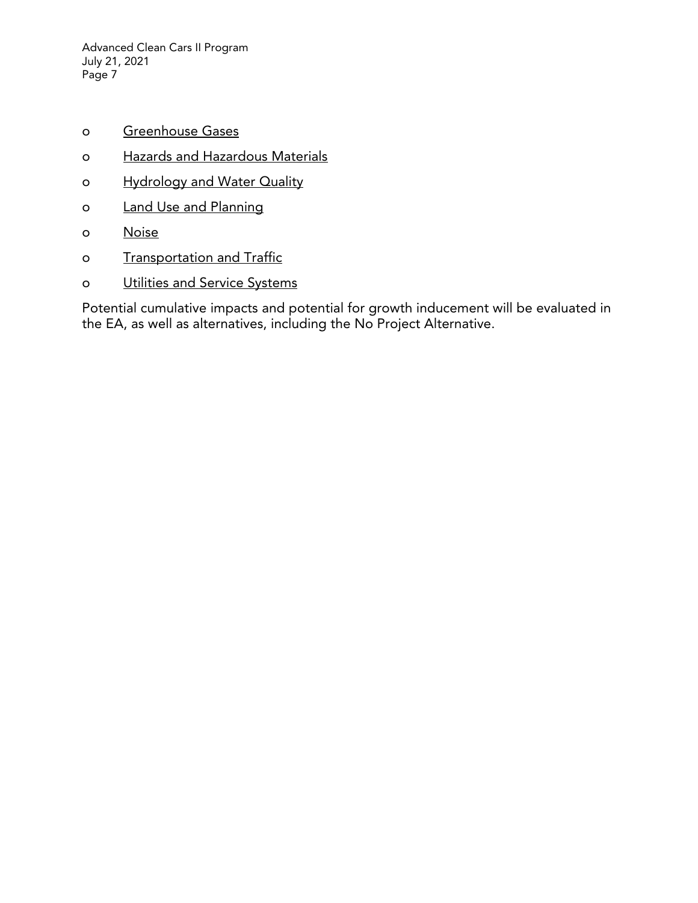- <u>Greenhouse Gases</u>
- <u>Hazards and Hazardous Materials</u>
- <u>Hydrology and Water Quality</u>
- <u>Land Use and Planning</u>
- <u>Noise</u>
- <u>Transportation and Traffic</u>
- <u>Utilities and Service Systems</u>

Potential cumulative impacts and potential for growth inducement will be evaluated in the EA, as well as alternatives, including the No Project Alternative.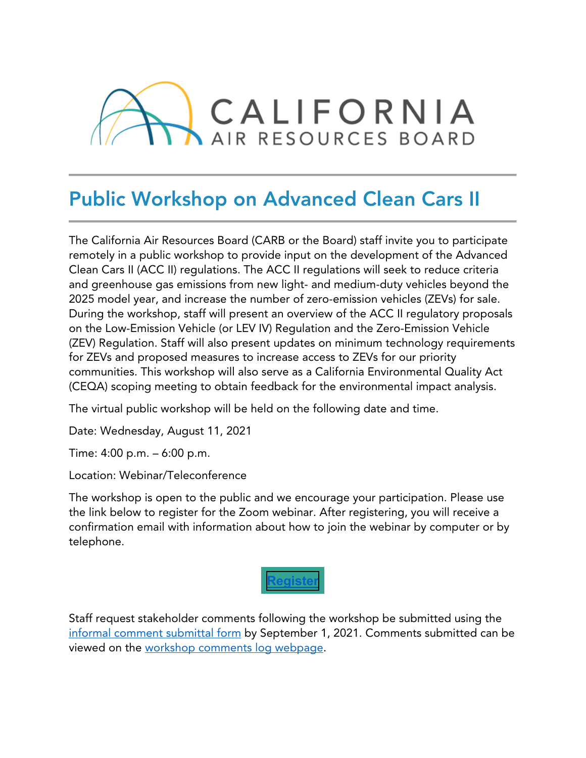CALIFORNIA
AIR RESOURCES BOARD

# Public Workshop on Advanced Clean Cars II

The California Air Resources Board (CARB or the Board) staff invite you to participate remotely in a public workshop to provide input on the development of the Advanced Clean Cars II (ACC II) regulations. The ACC II regulations will seek to reduce criteria and greenhouse gas emissions from new light- and medium-duty vehicles beyond the 2025 model year, and increase the number of zero-emission vehicles (ZEVs) for sale. During the workshop, staff will present an overview of the ACC II regulatory proposals on the Low-Emission Vehicle (or LEV IV) Regulation and the Zero-Emission Vehicle (ZEV) Regulation. Staff will also present updates on minimum technology requirements for ZEVs and proposed measures to increase access to ZEVs for our priority communities. This workshop will also serve as a California Environmental Quality Act (CEQA) scoping meeting to obtain feedback for the environmental impact analysis.

The virtual public workshop will be held on the following date and time.

Date: Wednesday, August 11, 2021

Time: 4:00 p.m. – 6:00 p.m.

Location: Webinar/Teleconference

The workshop is open to the public and we encourage your participation. Please use the link below to register for the Zoom webinar. After registering, you will receive a confirmation email with information about how to join the webinar by computer or by telephone.

Register

Staff request stakeholder comments following the workshop be submitted using the informal comment submittal form by September 1, 2021. Comments submitted can be viewed on the workshop comments log webpage.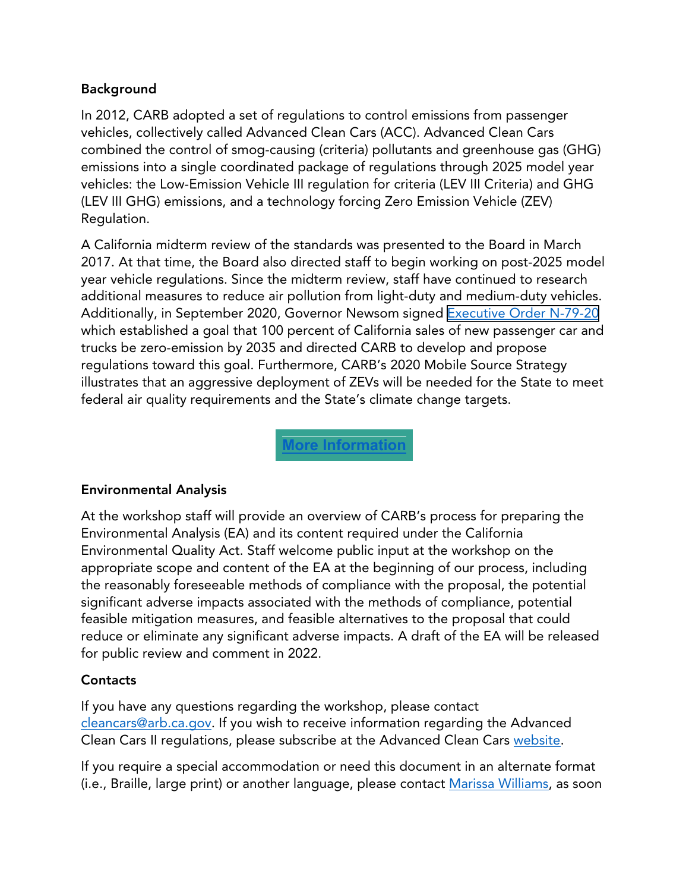## Background

In 2012, CARB adopted a set of regulations to control emissions from passenger vehicles, collectively called Advanced Clean Cars (ACC). Advanced Clean Cars combined the control of smog-causing (criteria) pollutants and greenhouse gas (GHG) emissions into a single coordinated package of regulations through 2025 model year vehicles: the Low-Emission Vehicle III regulation for criteria (LEV III Criteria) and GHG (LEV III GHG) emissions, and a technology forcing Zero Emission Vehicle (ZEV) Regulation.

A California midterm review of the standards was presented to the Board in March 2017. At that time, the Board also directed staff to begin working on post-2025 model year vehicle regulations. Since the midterm review, staff have continued to research additional measures to reduce air pollution from light-duty and medium-duty vehicles. Additionally, in September 2020, Governor Newsom signed Executive Order N-79-20 which established a goal that 100 percent of California sales of new passenger car and trucks be zero-emission by 2035 and directed CARB to develop and propose regulations toward this goal. Furthermore, CARB's 2020 Mobile Source Strategy illustrates that an aggressive deployment of ZEVs will be needed for the State to meet federal air quality requirements and the State's climate change targets.

More Information

## Environmental Analysis

At the workshop staff will provide an overview of CARB's process for preparing the Environmental Analysis (EA) and its content required under the California Environmental Quality Act. Staff welcome public input at the workshop on the appropriate scope and content of the EA at the beginning of our process, including the reasonably foreseeable methods of compliance with the proposal, the potential significant adverse impacts associated with the methods of compliance, potential feasible mitigation measures, and feasible alternatives to the proposal that could reduce or eliminate any significant adverse impacts. A draft of the EA will be released for public review and comment in 2022.

## Contacts

If you have any questions regarding the workshop, please contact cleancars@arb.ca.gov. If you wish to receive information regarding the Advanced Clean Cars II regulations, please subscribe at the Advanced Clean Cars website.

If you require a special accommodation or need this document in an alternate format (i.e., Braille, large print) or another language, please contact Marissa Williams, as soon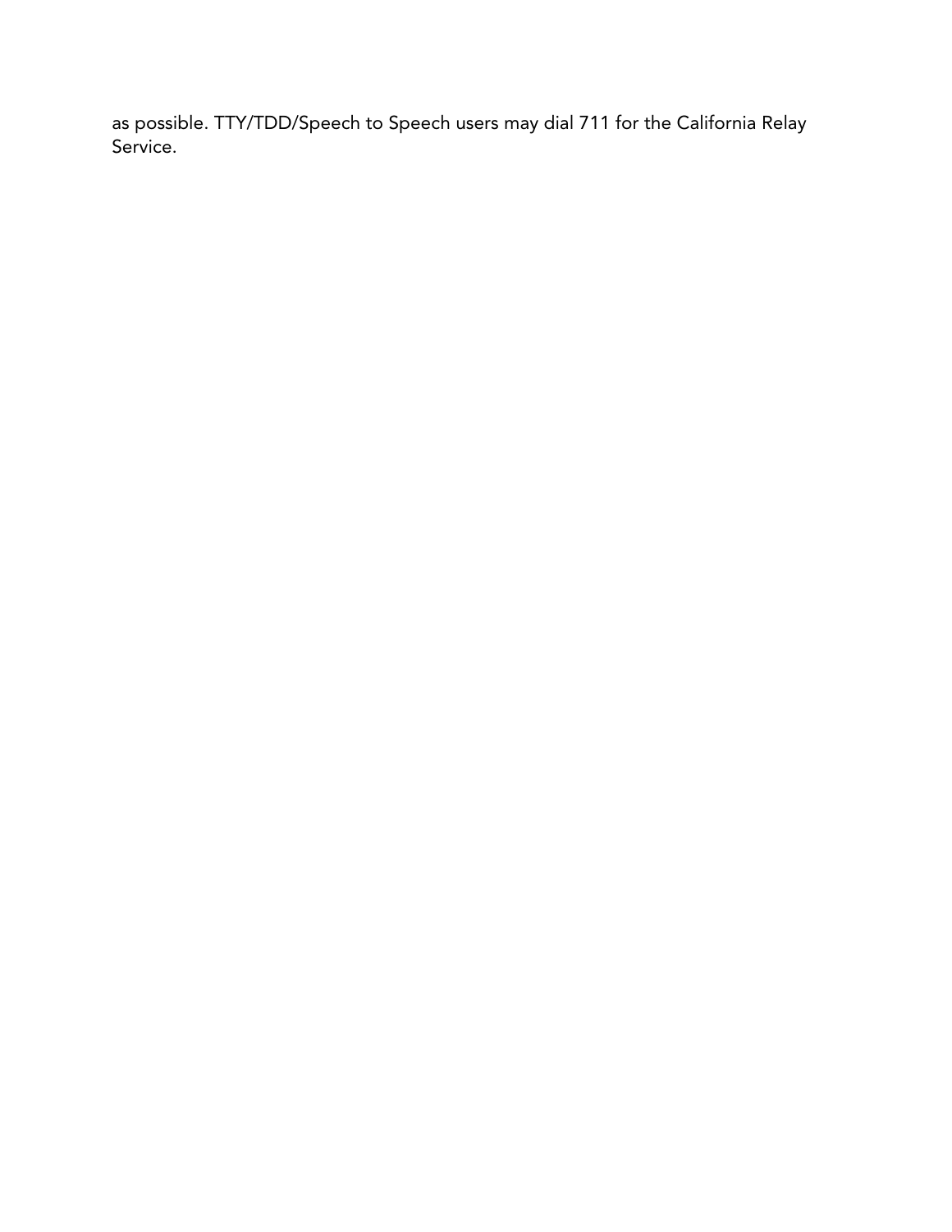as possible. TTY/TDD/Speech to Speech users may dial 711 for the California Relay Service.